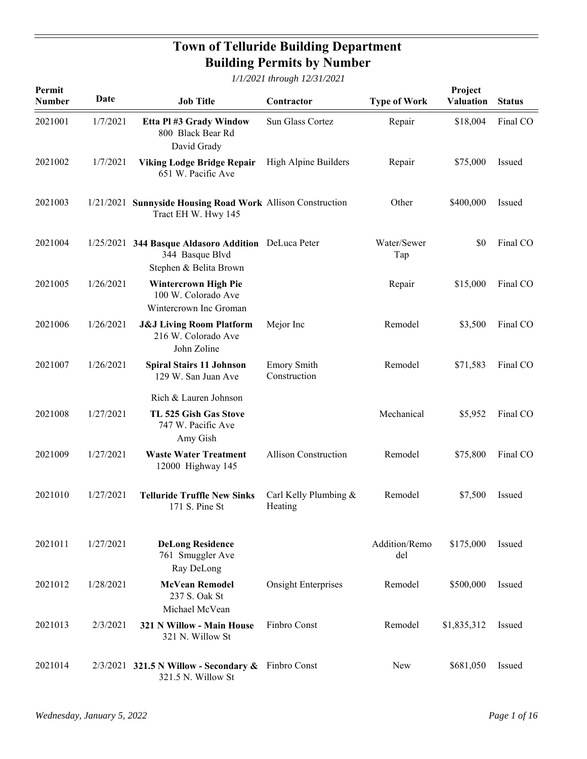# Town of Telluride Building Department
## Building Permits by Number

*1/1/2021 through 12/31/2021*

| Permit Number | Date | Job Title | Contractor | Type of Work | Project Valuation | Status |
|---|---|---|---|---|---|---|
| 2021001 | 1/7/2021 | **Etta Pl #3 Grady Window** 800 Black Bear Rd David Grady | Sun Glass Cortez | Repair | $18,004 | Final CO |
| 2021002 | 1/7/2021 | **Viking Lodge Bridge Repair** 651 W. Pacific Ave | High Alpine Builders | Repair | $75,000 | Issued |
| 2021003 | 1/21/2021 | **Sunnyside Housing Road Work** Tract EH W. Hwy 145 | Allison Construction | Other | $400,000 | Issued |
| 2021004 | 1/25/2021 | **344 Basque Aldasoro Addition** 344 Basque Blvd Stephen & Belita Brown | DeLuca Peter | Water/Sewer Tap | $0 | Final CO |
| 2021005 | 1/26/2021 | **Wintercrown High Pie** 100 W. Colorado Ave Wintercrown Inc Groman | | Repair | $15,000 | Final CO |
| 2021006 | 1/26/2021 | **J&J Living Room Platform** 216 W. Colorado Ave John Zoline | Mejor Inc | Remodel | $3,500 | Final CO |
| 2021007 | 1/26/2021 | **Spiral Stairs 11 Johnson** 129 W. San Juan Ave Rich & Lauren Johnson | Emory Smith Construction | Remodel | $71,583 | Final CO |
| 2021008 | 1/27/2021 | **TL 525 Gish Gas Stove** 747 W. Pacific Ave Amy Gish | | Mechanical | $5,952 | Final CO |
| 2021009 | 1/27/2021 | **Waste Water Treatment** 12000 Highway 145 | Allison Construction | Remodel | $75,800 | Final CO |
| 2021010 | 1/27/2021 | **Telluride Truffle New Sinks** 171 S. Pine St | Carl Kelly Plumbing & Heating | Remodel | $7,500 | Issued |
| 2021011 | 1/27/2021 | **DeLong Residence** 761 Smuggler Ave Ray DeLong | | Addition/Remodel | $175,000 | Issued |
| 2021012 | 1/28/2021 | **McVean Remodel** 237 S. Oak St Michael McVean | Onsight Enterprises | Remodel | $500,000 | Issued |
| 2021013 | 2/3/2021 | **321 N Willow - Main House** 321 N. Willow St | Finbro Const | Remodel | $1,835,312 | Issued |
| 2021014 | 2/3/2021 | **321.5 N Willow - Secondary &** 321.5 N. Willow St | Finbro Const | New | $681,050 | Issued |

*Wednesday, January 5, 2022*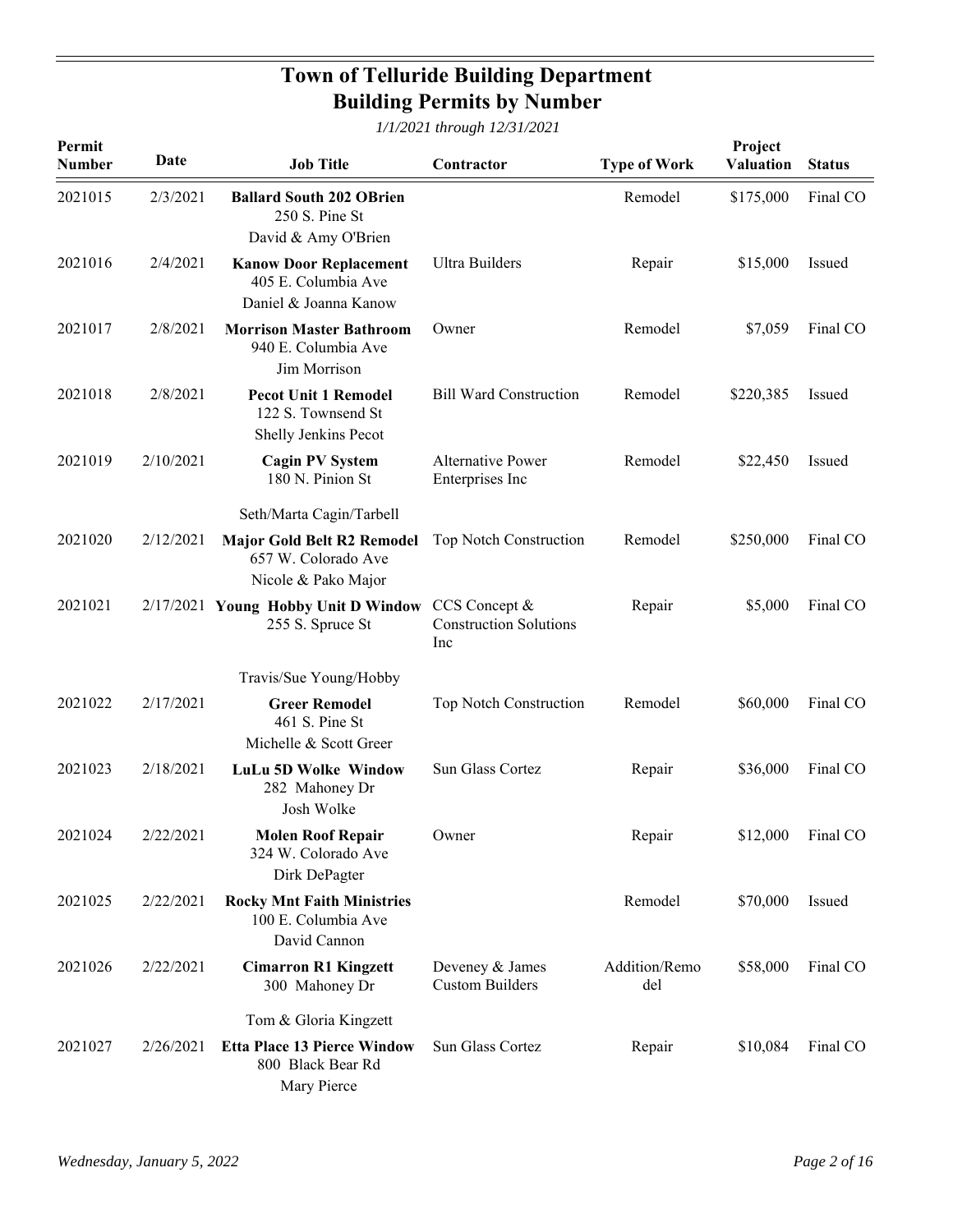# Town of Telluride Building Department
## Building Permits by Number

*1/1/2021 through 12/31/2021*

| Permit Number | Date | Job Title | Contractor | Type of Work | Project Valuation | Status |
|---|---|---|---|---|---|---|
| 2021015 | 2/3/2021 | **Ballard South 202 OBrien**<br>250 S. Pine St<br>David & Amy O'Brien | | Remodel | $175,000 | Final CO |
| 2021016 | 2/4/2021 | **Kanow Door Replacement**<br>405 E. Columbia Ave<br>Daniel & Joanna Kanow | Ultra Builders | Repair | $15,000 | Issued |
| 2021017 | 2/8/2021 | **Morrison Master Bathroom**<br>940 E. Columbia Ave<br>Jim Morrison | Owner | Remodel | $7,059 | Final CO |
| 2021018 | 2/8/2021 | **Pecot Unit 1 Remodel**<br>122 S. Townsend St<br>Shelly Jenkins Pecot | Bill Ward Construction | Remodel | $220,385 | Issued |
| 2021019 | 2/10/2021 | **Cagin PV System**<br>180 N. Pinion St<br>Seth/Marta Cagin/Tarbell | Alternative Power Enterprises Inc | Remodel | $22,450 | Issued |
| 2021020 | 2/12/2021 | **Major Gold Belt R2 Remodel**<br>657 W. Colorado Ave<br>Nicole & Pako Major | Top Notch Construction | Remodel | $250,000 | Final CO |
| 2021021 | 2/17/2021 | **Young Hobby Unit D Window**<br>255 S. Spruce St<br>Travis/Sue Young/Hobby | CCS Concept & Construction Solutions Inc | Repair | $5,000 | Final CO |
| 2021022 | 2/17/2021 | **Greer Remodel**<br>461 S. Pine St<br>Michelle & Scott Greer | Top Notch Construction | Remodel | $60,000 | Final CO |
| 2021023 | 2/18/2021 | **LuLu 5D Wolke Window**<br>282 Mahoney Dr<br>Josh Wolke | Sun Glass Cortez | Repair | $36,000 | Final CO |
| 2021024 | 2/22/2021 | **Molen Roof Repair**<br>324 W. Colorado Ave<br>Dirk DePagter | Owner | Repair | $12,000 | Final CO |
| 2021025 | 2/22/2021 | **Rocky Mnt Faith Ministries**<br>100 E. Columbia Ave<br>David Cannon | | Remodel | $70,000 | Issued |
| 2021026 | 2/22/2021 | **Cimarron R1 Kingzett**<br>300 Mahoney Dr<br>Tom & Gloria Kingzett | Deveney & James Custom Builders | Addition/Remodel | $58,000 | Final CO |
| 2021027 | 2/26/2021 | **Etta Place 13 Pierce Window**<br>800 Black Bear Rd<br>Mary Pierce | Sun Glass Cortez | Repair | $10,084 | Final CO |

*Wednesday, January 5, 2022*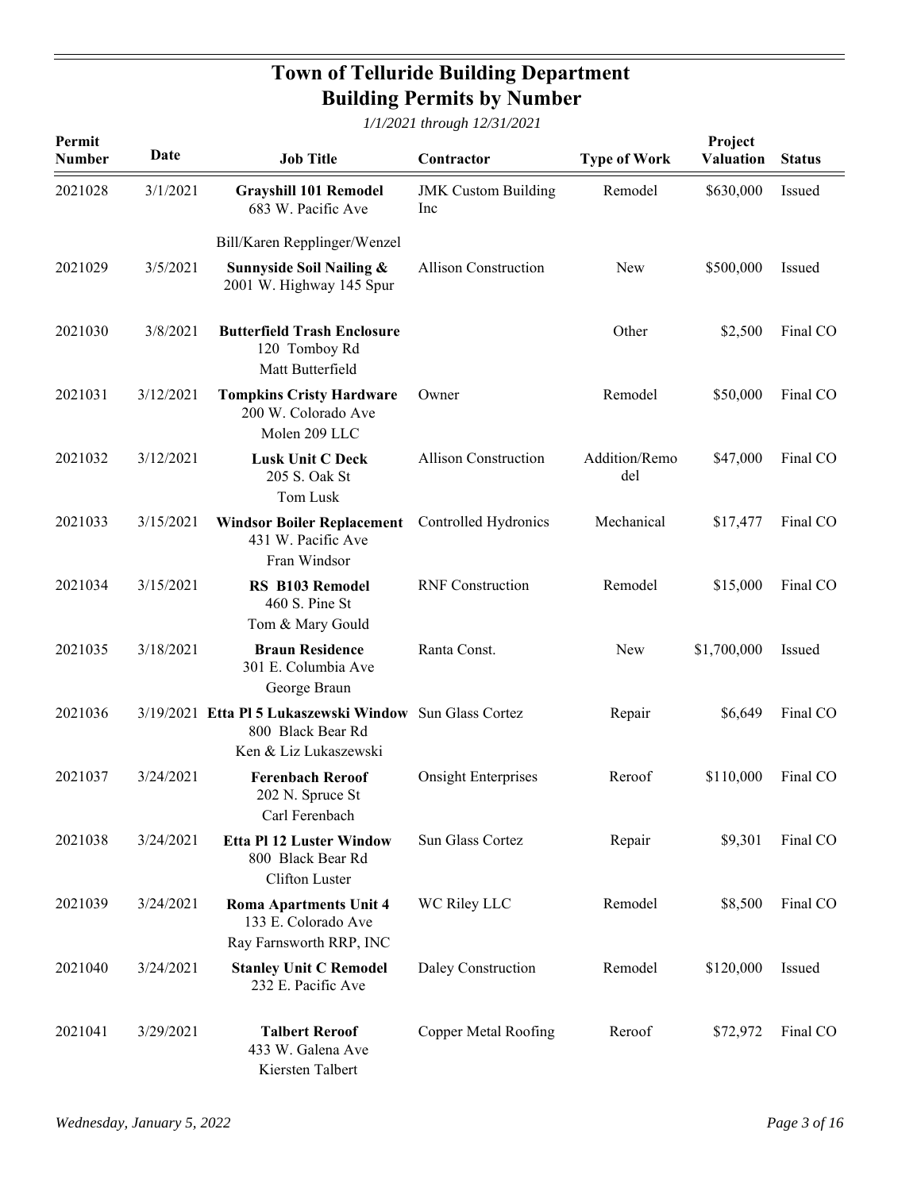# Town of Telluride Building Department
## Building Permits by Number

*1/1/2021 through 12/31/2021*

| Permit Number | Date | Job Title | Contractor | Type of Work | Project Valuation | Status |
|---|---|---|---|---|---|---|
| 2021028 | 3/1/2021 | **Grayshill 101 Remodel** 683 W. Pacific Ave Bill/Karen Repplinger/Wenzel | JMK Custom Building Inc | Remodel | $630,000 | Issued |
| 2021029 | 3/5/2021 | **Sunnyside Soil Nailing &** 2001 W. Highway 145 Spur | Allison Construction | New | $500,000 | Issued |
| 2021030 | 3/8/2021 | **Butterfield Trash Enclosure** 120 Tomboy Rd Matt Butterfield | | Other | $2,500 | Final CO |
| 2021031 | 3/12/2021 | **Tompkins Cristy Hardware** 200 W. Colorado Ave Molen 209 LLC | Owner | Remodel | $50,000 | Final CO |
| 2021032 | 3/12/2021 | **Lusk Unit C Deck** 205 S. Oak St Tom Lusk | Allison Construction | Addition/Remodel | $47,000 | Final CO |
| 2021033 | 3/15/2021 | **Windsor Boiler Replacement** 431 W. Pacific Ave Fran Windsor | Controlled Hydronics | Mechanical | $17,477 | Final CO |
| 2021034 | 3/15/2021 | **RS B103 Remodel** 460 S. Pine St Tom & Mary Gould | RNF Construction | Remodel | $15,000 | Final CO |
| 2021035 | 3/18/2021 | **Braun Residence** 301 E. Columbia Ave George Braun | Ranta Const. | New | $1,700,000 | Issued |
| 2021036 | 3/19/2021 | **Etta Pl 5 Lukaszewski Window** 800 Black Bear Rd Ken & Liz Lukaszewski | Sun Glass Cortez | Repair | $6,649 | Final CO |
| 2021037 | 3/24/2021 | **Ferenbach Reroof** 202 N. Spruce St Carl Ferenbach | Onsight Enterprises | Reroof | $110,000 | Final CO |
| 2021038 | 3/24/2021 | **Etta Pl 12 Luster Window** 800 Black Bear Rd Clifton Luster | Sun Glass Cortez | Repair | $9,301 | Final CO |
| 2021039 | 3/24/2021 | **Roma Apartments Unit 4** 133 E. Colorado Ave Ray Farnsworth RRP, INC | WC Riley LLC | Remodel | $8,500 | Final CO |
| 2021040 | 3/24/2021 | **Stanley Unit C Remodel** 232 E. Pacific Ave | Daley Construction | Remodel | $120,000 | Issued |
| 2021041 | 3/29/2021 | **Talbert Reroof** 433 W. Galena Ave Kiersten Talbert | Copper Metal Roofing | Reroof | $72,972 | Final CO |

*Wednesday, January 5, 2022*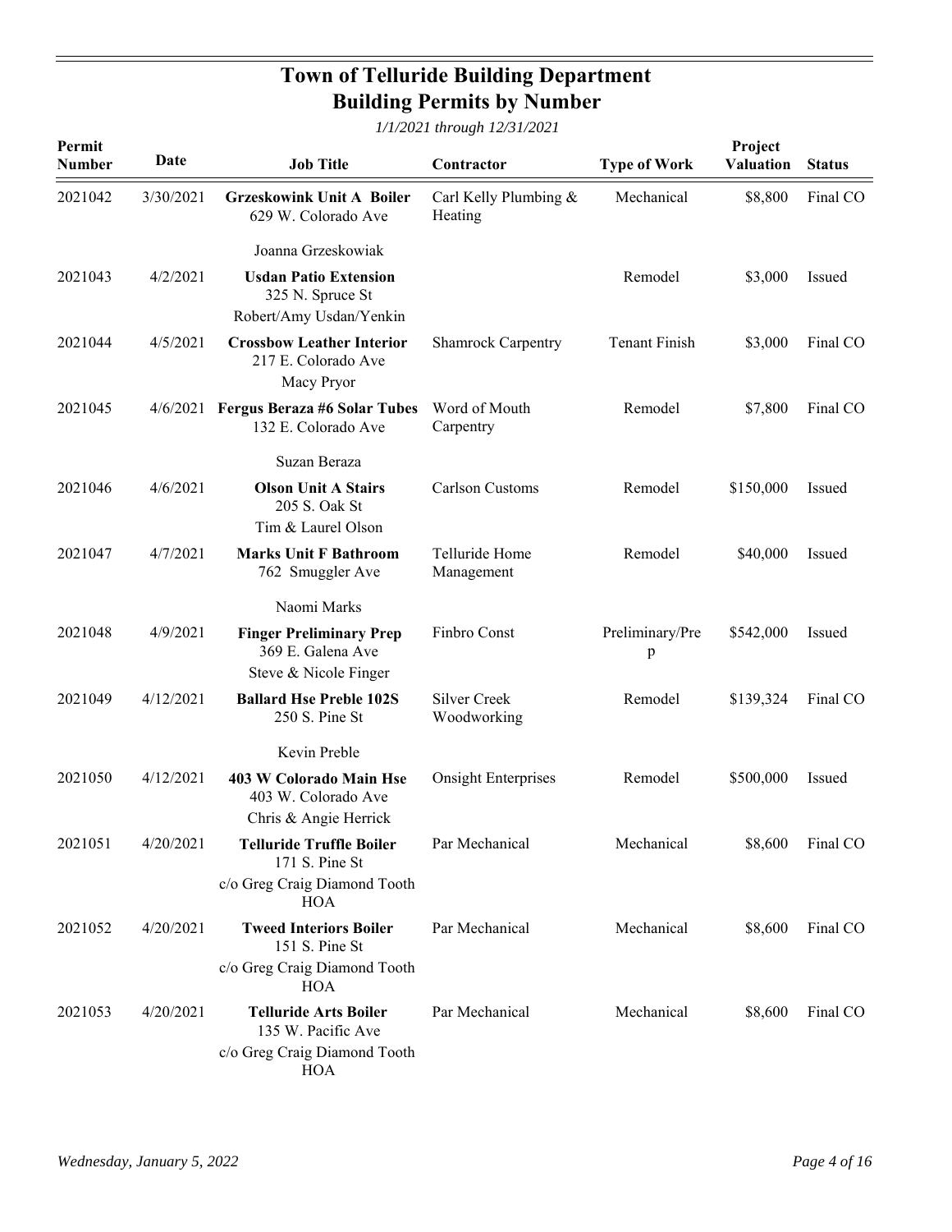# Town of Telluride Building Department

## Building Permits by Number

*1/1/2021 through 12/31/2021*

| Permit Number | Date | Job Title | Contractor | Type of Work | Project Valuation | Status |
|---|---|---|---|---|---|---|
| 2021042 | 3/30/2021 | **Grzeskowink Unit A Boiler** 629 W. Colorado Ave Joanna Grzeskowiak | Carl Kelly Plumbing & Heating | Mechanical | $8,800 | Final CO |
| 2021043 | 4/2/2021 | **Usdan Patio Extension** 325 N. Spruce St Robert/Amy Usdan/Yenkin | | Remodel | $3,000 | Issued |
| 2021044 | 4/5/2021 | **Crossbow Leather Interior** 217 E. Colorado Ave Macy Pryor | Shamrock Carpentry | Tenant Finish | $3,000 | Final CO |
| 2021045 | 4/6/2021 | **Fergus Beraza #6 Solar Tubes** 132 E. Colorado Ave Suzan Beraza | Word of Mouth Carpentry | Remodel | $7,800 | Final CO |
| 2021046 | 4/6/2021 | **Olson Unit A Stairs** 205 S. Oak St Tim & Laurel Olson | Carlson Customs | Remodel | $150,000 | Issued |
| 2021047 | 4/7/2021 | **Marks Unit F Bathroom** 762 Smuggler Ave Naomi Marks | Telluride Home Management | Remodel | $40,000 | Issued |
| 2021048 | 4/9/2021 | **Finger Preliminary Prep** 369 E. Galena Ave Steve & Nicole Finger | Finbro Const | Preliminary/Prep | $542,000 | Issued |
| 2021049 | 4/12/2021 | **Ballard Hse Preble 102S** 250 S. Pine St Kevin Preble | Silver Creek Woodworking | Remodel | $139,324 | Final CO |
| 2021050 | 4/12/2021 | **403 W Colorado Main Hse** 403 W. Colorado Ave Chris & Angie Herrick | Onsight Enterprises | Remodel | $500,000 | Issued |
| 2021051 | 4/20/2021 | **Telluride Truffle Boiler** 171 S. Pine St c/o Greg Craig Diamond Tooth HOA | Par Mechanical | Mechanical | $8,600 | Final CO |
| 2021052 | 4/20/2021 | **Tweed Interiors Boiler** 151 S. Pine St c/o Greg Craig Diamond Tooth HOA | Par Mechanical | Mechanical | $8,600 | Final CO |
| 2021053 | 4/20/2021 | **Telluride Arts Boiler** 135 W. Pacific Ave c/o Greg Craig Diamond Tooth HOA | Par Mechanical | Mechanical | $8,600 | Final CO |

*Wednesday, January 5, 2022*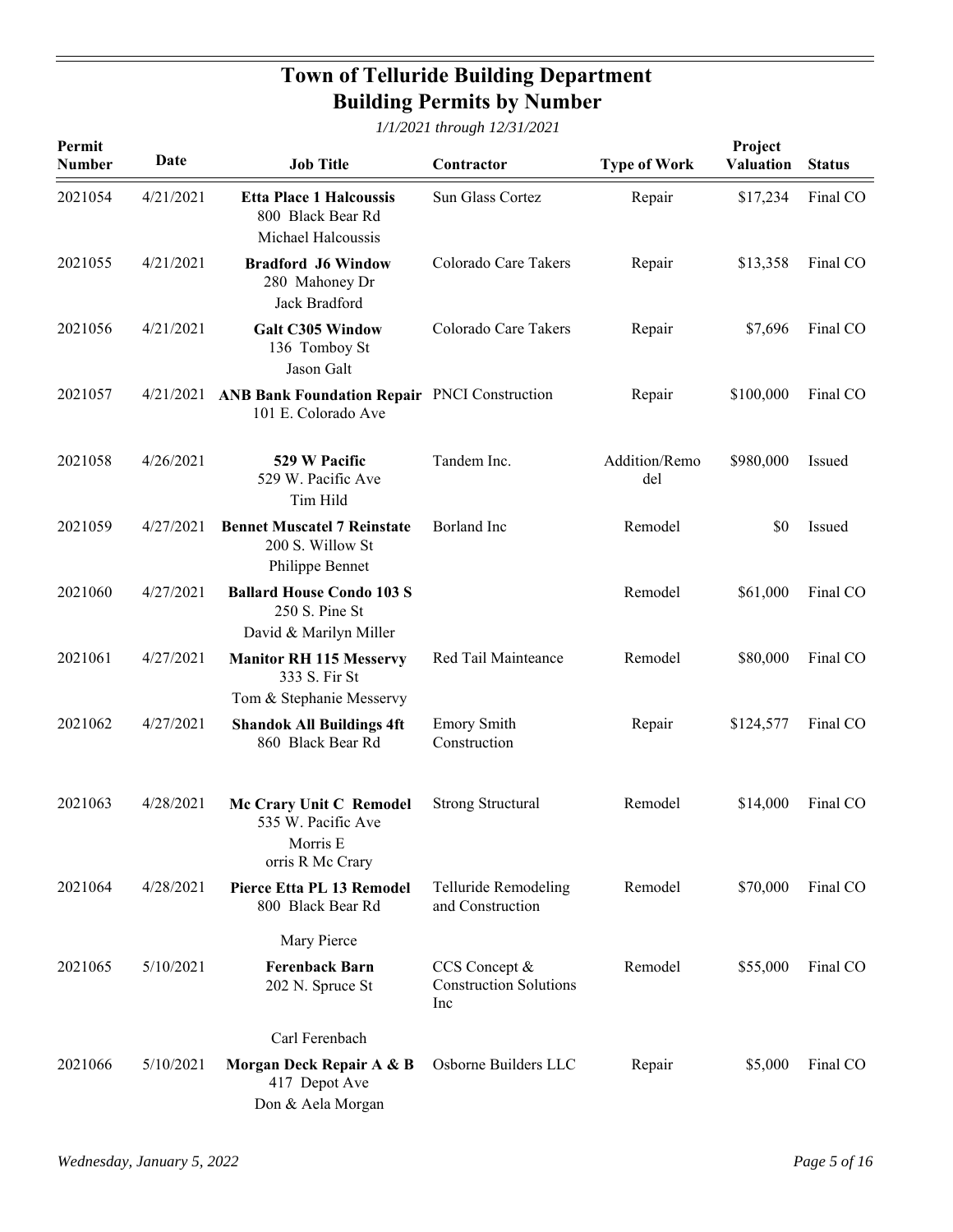# Town of Telluride Building Department
## Building Permits by Number

*1/1/2021 through 12/31/2021*

| Permit Number | Date | Job Title | Contractor | Type of Work | Project Valuation | Status |
|---|---|---|---|---|---|---|
| 2021054 | 4/21/2021 | **Etta Place 1 Halcoussis** 800 Black Bear Rd Michael Halcoussis | Sun Glass Cortez | Repair | $17,234 | Final CO |
| 2021055 | 4/21/2021 | **Bradford J6 Window** 280 Mahoney Dr Jack Bradford | Colorado Care Takers | Repair | $13,358 | Final CO |
| 2021056 | 4/21/2021 | **Galt C305 Window** 136 Tomboy St Jason Galt | Colorado Care Takers | Repair | $7,696 | Final CO |
| 2021057 | 4/21/2021 | **ANB Bank Foundation Repair** 101 E. Colorado Ave | PNCI Construction | Repair | $100,000 | Final CO |
| 2021058 | 4/26/2021 | **529 W Pacific** 529 W. Pacific Ave Tim Hild | Tandem Inc. | Addition/Remodel | $980,000 | Issued |
| 2021059 | 4/27/2021 | **Bennet Muscatel 7 Reinstate** 200 S. Willow St Philippe Bennet | Borland Inc | Remodel | $0 | Issued |
| 2021060 | 4/27/2021 | **Ballard House Condo 103 S** 250 S. Pine St David & Marilyn Miller | | Remodel | $61,000 | Final CO |
| 2021061 | 4/27/2021 | **Manitor RH 115 Messervy** 333 S. Fir St Tom & Stephanie Messervy | Red Tail Mainteance | Remodel | $80,000 | Final CO |
| 2021062 | 4/27/2021 | **Shandok All Buildings 4ft** 860 Black Bear Rd | Emory Smith Construction | Repair | $124,577 | Final CO |
| 2021063 | 4/28/2021 | **Mc Crary Unit C Remodel** 535 W. Pacific Ave Morris E orris R Mc Crary | Strong Structural | Remodel | $14,000 | Final CO |
| 2021064 | 4/28/2021 | **Pierce Etta PL 13 Remodel** 800 Black Bear Rd Mary Pierce | Telluride Remodeling and Construction | Remodel | $70,000 | Final CO |
| 2021065 | 5/10/2021 | **Ferenback Barn** 202 N. Spruce St Carl Ferenbach | CCS Concept & Construction Solutions Inc | Remodel | $55,000 | Final CO |
| 2021066 | 5/10/2021 | **Morgan Deck Repair A & B** 417 Depot Ave Don & Aela Morgan | Osborne Builders LLC | Repair | $5,000 | Final CO |

*Wednesday, January 5, 2022*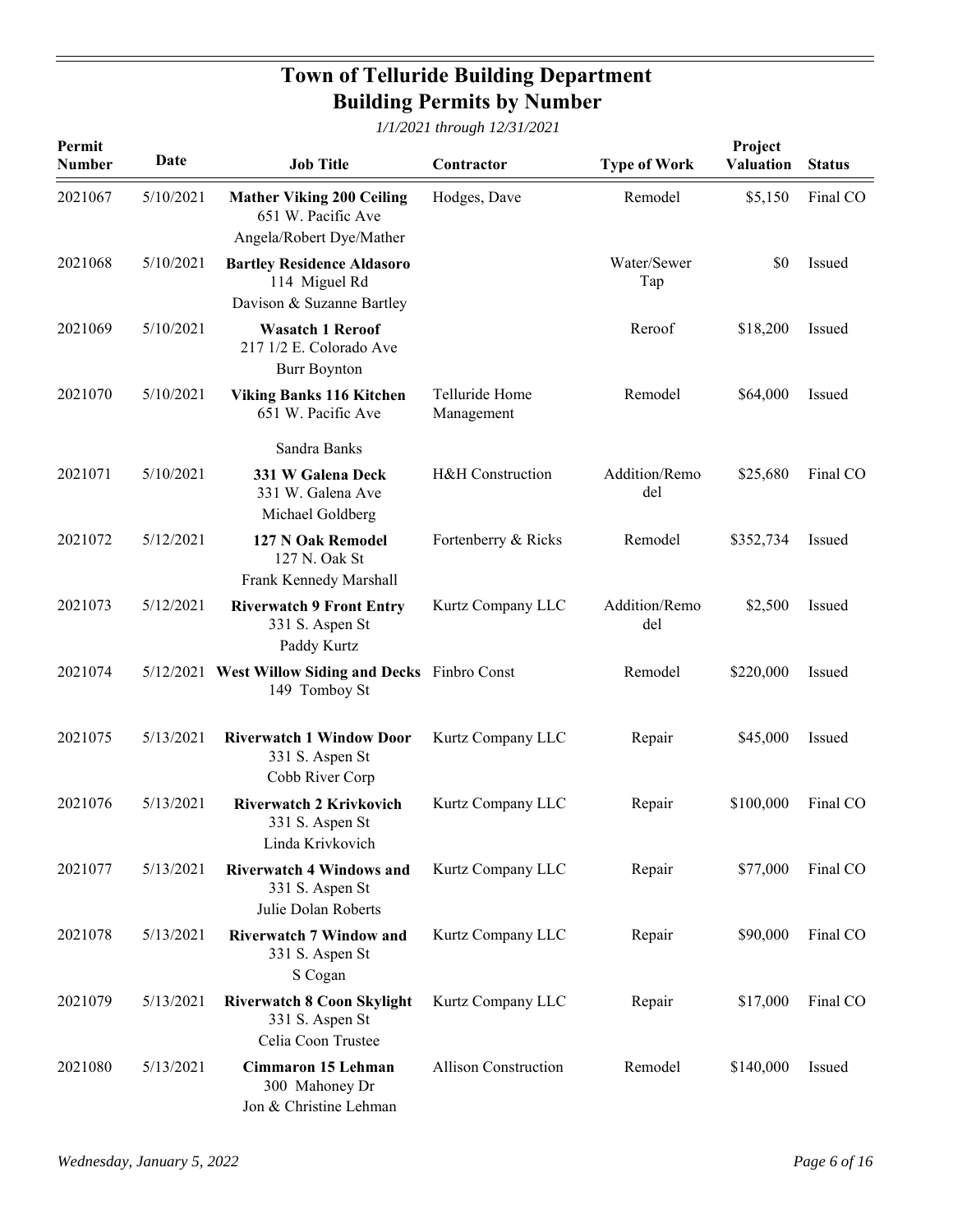# Town of Telluride Building Department
# Building Permits by Number

*1/1/2021 through 12/31/2021*

| Permit Number | Date | Job Title | Contractor | Type of Work | Project Valuation | Status |
|---|---|---|---|---|---|---|
| 2021067 | 5/10/2021 | **Mather Viking 200 Ceiling**<br>651 W. Pacific Ave<br>Angela/Robert Dye/Mather | Hodges, Dave | Remodel | $5,150 | Final CO |
| 2021068 | 5/10/2021 | **Bartley Residence Aldasoro**<br>114 Miguel Rd<br>Davison & Suzanne Bartley | | Water/Sewer Tap | $0 | Issued |
| 2021069 | 5/10/2021 | **Wasatch 1 Reroof**<br>217 1/2 E. Colorado Ave<br>Burr Boynton | | Reroof | $18,200 | Issued |
| 2021070 | 5/10/2021 | **Viking Banks 116 Kitchen**<br>651 W. Pacific Ave<br>Sandra Banks | Telluride Home Management | Remodel | $64,000 | Issued |
| 2021071 | 5/10/2021 | **331 W Galena Deck**<br>331 W. Galena Ave<br>Michael Goldberg | H&H Construction | Addition/Remodel | $25,680 | Final CO |
| 2021072 | 5/12/2021 | **127 N Oak Remodel**<br>127 N. Oak St<br>Frank Kennedy Marshall | Fortenberry & Ricks | Remodel | $352,734 | Issued |
| 2021073 | 5/12/2021 | **Riverwatch 9 Front Entry**<br>331 S. Aspen St<br>Paddy Kurtz | Kurtz Company LLC | Addition/Remodel | $2,500 | Issued |
| 2021074 | 5/12/2021 | **West Willow Siding and Decks**<br>149 Tomboy St | Finbro Const | Remodel | $220,000 | Issued |
| 2021075 | 5/13/2021 | **Riverwatch 1 Window Door**<br>331 S. Aspen St<br>Cobb River Corp | Kurtz Company LLC | Repair | $45,000 | Issued |
| 2021076 | 5/13/2021 | **Riverwatch 2 Krivkovich**<br>331 S. Aspen St<br>Linda Krivkovich | Kurtz Company LLC | Repair | $100,000 | Final CO |
| 2021077 | 5/13/2021 | **Riverwatch 4 Windows and**<br>331 S. Aspen St<br>Julie Dolan Roberts | Kurtz Company LLC | Repair | $77,000 | Final CO |
| 2021078 | 5/13/2021 | **Riverwatch 7 Window and**<br>331 S. Aspen St<br>S Cogan | Kurtz Company LLC | Repair | $90,000 | Final CO |
| 2021079 | 5/13/2021 | **Riverwatch 8 Coon Skylight**<br>331 S. Aspen St<br>Celia Coon Trustee | Kurtz Company LLC | Repair | $17,000 | Final CO |
| 2021080 | 5/13/2021 | **Cimmaron 15 Lehman**<br>300 Mahoney Dr<br>Jon & Christine Lehman | Allison Construction | Remodel | $140,000 | Issued |

*Wednesday, January 5, 2022*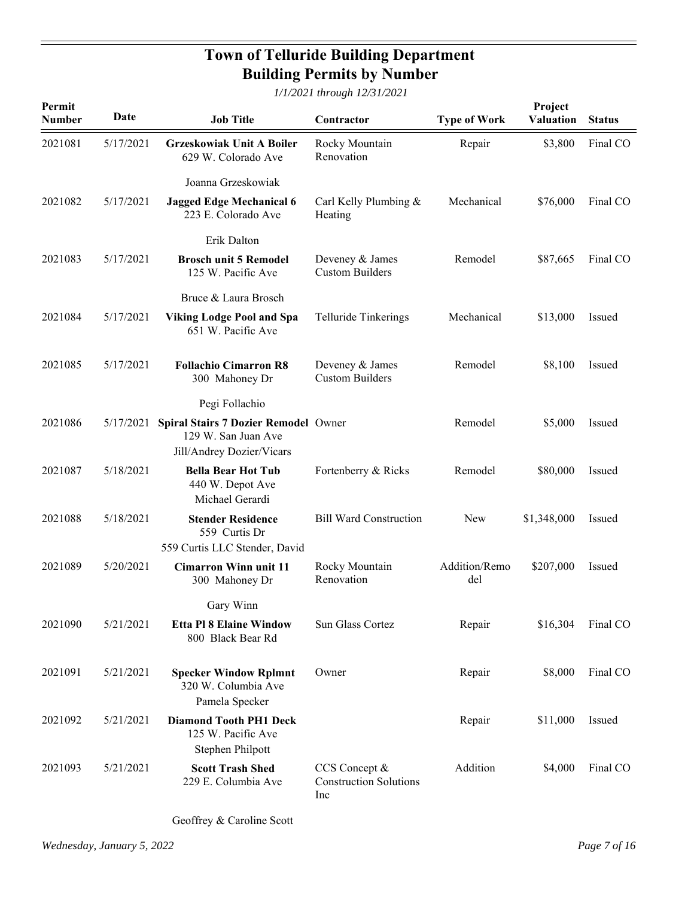# Town of Telluride Building Department
## Building Permits by Number

*1/1/2021 through 12/31/2021*

| Permit Number | Date | Job Title | Contractor | Type of Work | Project Valuation | Status |
|---|---|---|---|---|---|---|
| 2021081 | 5/17/2021 | **Grzeskowiak Unit A Boiler** 629 W. Colorado Ave Joanna Grzeskowiak | Rocky Mountain Renovation | Repair | $3,800 | Final CO |
| 2021082 | 5/17/2021 | **Jagged Edge Mechanical 6** 223 E. Colorado Ave Erik Dalton | Carl Kelly Plumbing & Heating | Mechanical | $76,000 | Final CO |
| 2021083 | 5/17/2021 | **Brosch unit 5 Remodel** 125 W. Pacific Ave Bruce & Laura Brosch | Deveney & James Custom Builders | Remodel | $87,665 | Final CO |
| 2021084 | 5/17/2021 | **Viking Lodge Pool and Spa** 651 W. Pacific Ave | Telluride Tinkerings | Mechanical | $13,000 | Issued |
| 2021085 | 5/17/2021 | **Follachio Cimarron R8** 300 Mahoney Dr Pegi Follachio | Deveney & James Custom Builders | Remodel | $8,100 | Issued |
| 2021086 | 5/17/2021 | **Spiral Stairs 7 Dozier Remodel** 129 W. San Juan Ave Jill/Andrey Dozier/Vicars | Owner | Remodel | $5,000 | Issued |
| 2021087 | 5/18/2021 | **Bella Bear Hot Tub** 440 W. Depot Ave Michael Gerardi | Fortenberry & Ricks | Remodel | $80,000 | Issued |
| 2021088 | 5/18/2021 | **Stender Residence** 559 Curtis Dr 559 Curtis LLC Stender, David | Bill Ward Construction | New | $1,348,000 | Issued |
| 2021089 | 5/20/2021 | **Cimarron Winn unit 11** 300 Mahoney Dr Gary Winn | Rocky Mountain Renovation | Addition/Remodel | $207,000 | Issued |
| 2021090 | 5/21/2021 | **Etta Pl 8 Elaine Window** 800 Black Bear Rd | Sun Glass Cortez | Repair | $16,304 | Final CO |
| 2021091 | 5/21/2021 | **Specker Window Rplmnt** 320 W. Columbia Ave Pamela Specker | Owner | Repair | $8,000 | Final CO |
| 2021092 | 5/21/2021 | **Diamond Tooth PH1 Deck** 125 W. Pacific Ave Stephen Philpott | | Repair | $11,000 | Issued |
| 2021093 | 5/21/2021 | **Scott Trash Shed** 229 E. Columbia Ave Geoffrey & Caroline Scott | CCS Concept & Construction Solutions Inc | Addition | $4,000 | Final CO |

*Wednesday, January 5, 2022*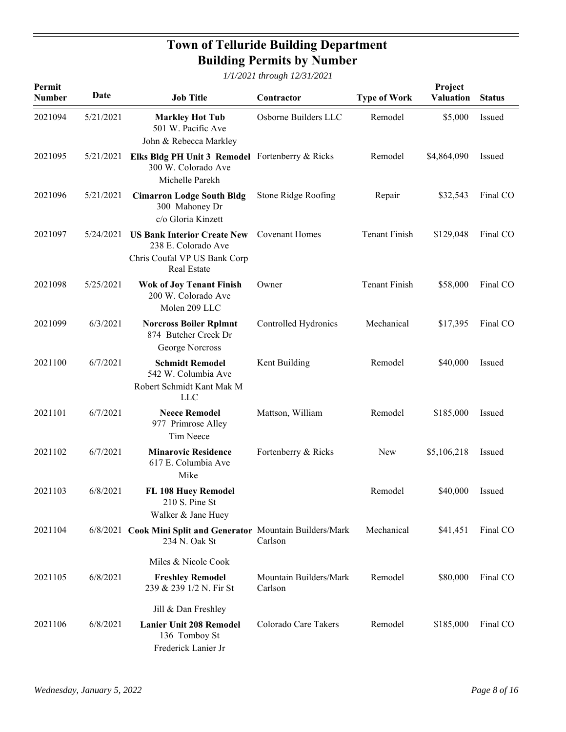# Town of Telluride Building Department
## Building Permits by Number

*1/1/2021 through 12/31/2021*

| Permit Number | Date | Job Title | Contractor | Type of Work | Project Valuation | Status |
|---|---|---|---|---|---|---|
| 2021094 | 5/21/2021 | **Markley Hot Tub**<br>501 W. Pacific Ave<br>John & Rebecca Markley | Osborne Builders LLC | Remodel | $5,000 | Issued |
| 2021095 | 5/21/2021 | **Elks Bldg PH Unit 3 Remodel**<br>300 W. Colorado Ave<br>Michelle Parekh | Fortenberry & Ricks | Remodel | $4,864,090 | Issued |
| 2021096 | 5/21/2021 | **Cimarron Lodge South Bldg**<br>300 Mahoney Dr<br>c/o Gloria Kinzett | Stone Ridge Roofing | Repair | $32,543 | Final CO |
| 2021097 | 5/24/2021 | **US Bank Interior Create New**<br>238 E. Colorado Ave<br>Chris Coufal VP US Bank Corp Real Estate | Covenant Homes | Tenant Finish | $129,048 | Final CO |
| 2021098 | 5/25/2021 | **Wok of Joy Tenant Finish**<br>200 W. Colorado Ave<br>Molen 209 LLC | Owner | Tenant Finish | $58,000 | Final CO |
| 2021099 | 6/3/2021 | **Norcross Boiler Rplmnt**<br>874 Butcher Creek Dr<br>George Norcross | Controlled Hydronics | Mechanical | $17,395 | Final CO |
| 2021100 | 6/7/2021 | **Schmidt Remodel**<br>542 W. Columbia Ave<br>Robert Schmidt Kant Mak M LLC | Kent Building | Remodel | $40,000 | Issued |
| 2021101 | 6/7/2021 | **Neece Remodel**<br>977 Primrose Alley<br>Tim Neece | Mattson, William | Remodel | $185,000 | Issued |
| 2021102 | 6/7/2021 | **Minarovic Residence**<br>617 E. Columbia Ave<br>Mike | Fortenberry & Ricks | New | $5,106,218 | Issued |
| 2021103 | 6/8/2021 | **FL 108 Huey Remodel**<br>210 S. Pine St<br>Walker & Jane Huey | | Remodel | $40,000 | Issued |
| 2021104 | 6/8/2021 | **Cook Mini Split and Generator**<br>234 N. Oak St<br>Miles & Nicole Cook | Mountain Builders/Mark Carlson | Mechanical | $41,451 | Final CO |
| 2021105 | 6/8/2021 | **Freshley Remodel**<br>239 & 239 1/2 N. Fir St<br>Jill & Dan Freshley | Mountain Builders/Mark Carlson | Remodel | $80,000 | Final CO |
| 2021106 | 6/8/2021 | **Lanier Unit 208 Remodel**<br>136 Tomboy St<br>Frederick Lanier Jr | Colorado Care Takers | Remodel | $185,000 | Final CO |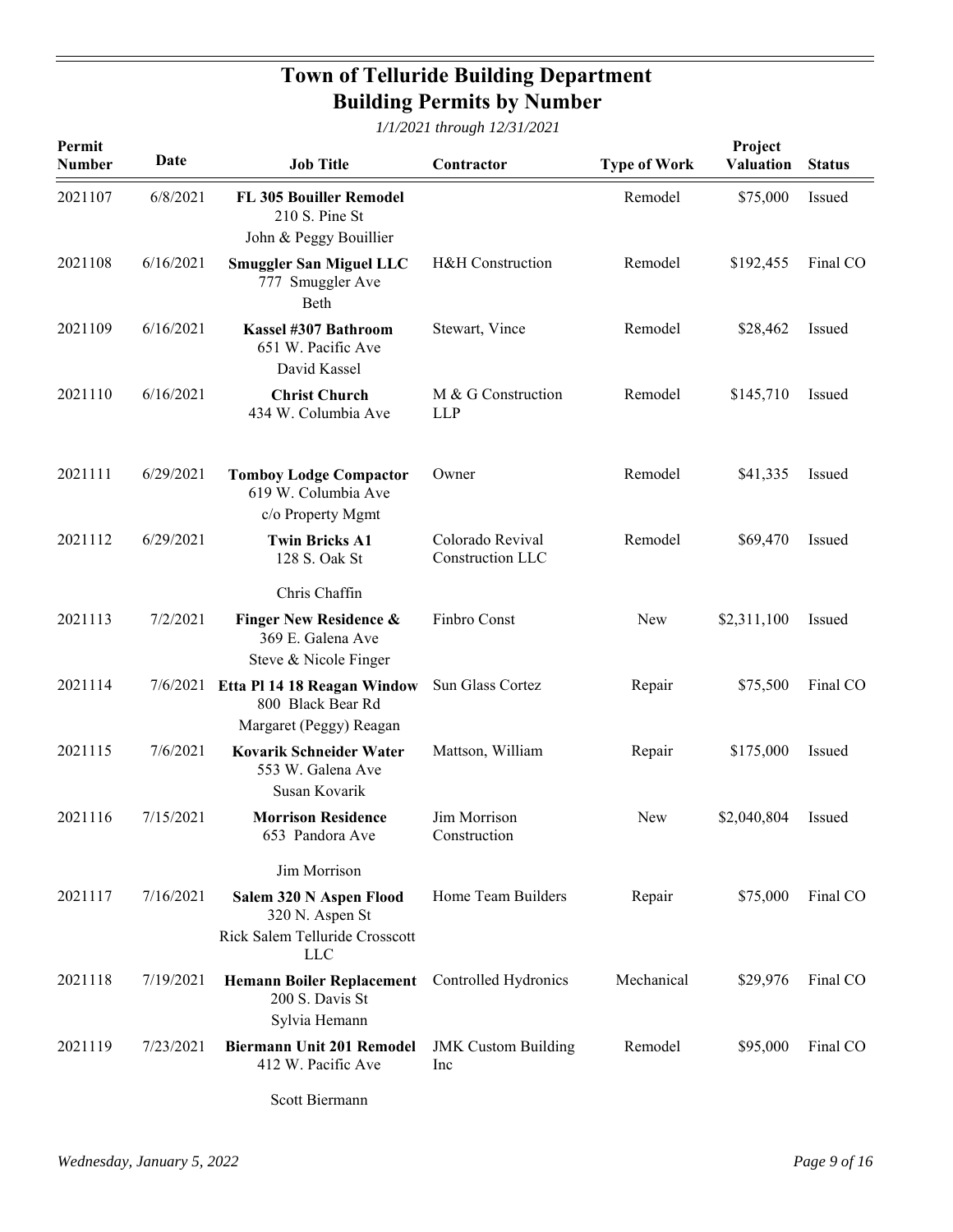# Town of Telluride Building Department
## Building Permits by Number

*1/1/2021 through 12/31/2021*

| Permit Number | Date | Job Title | Contractor | Type of Work | Project Valuation | Status |
|---|---|---|---|---|---|---|
| 2021107 | 6/8/2021 | **FL 305 Bouiller Remodel** 210 S. Pine St John & Peggy Bouillier | | Remodel | $75,000 | Issued |
| 2021108 | 6/16/2021 | **Smuggler San Miguel LLC** 777 Smuggler Ave Beth | H&H Construction | Remodel | $192,455 | Final CO |
| 2021109 | 6/16/2021 | **Kassel #307 Bathroom** 651 W. Pacific Ave David Kassel | Stewart, Vince | Remodel | $28,462 | Issued |
| 2021110 | 6/16/2021 | **Christ Church** 434 W. Columbia Ave | M & G Construction LLP | Remodel | $145,710 | Issued |
| 2021111 | 6/29/2021 | **Tomboy Lodge Compactor** 619 W. Columbia Ave c/o Property Mgmt | Owner | Remodel | $41,335 | Issued |
| 2021112 | 6/29/2021 | **Twin Bricks A1** 128 S. Oak St Chris Chaffin | Colorado Revival Construction LLC | Remodel | $69,470 | Issued |
| 2021113 | 7/2/2021 | **Finger New Residence &** 369 E. Galena Ave Steve & Nicole Finger | Finbro Const | New | $2,311,100 | Issued |
| 2021114 | 7/6/2021 | **Etta Pl 14 18 Reagan Window** 800 Black Bear Rd Margaret (Peggy) Reagan | Sun Glass Cortez | Repair | $75,500 | Final CO |
| 2021115 | 7/6/2021 | **Kovarik Schneider Water** 553 W. Galena Ave Susan Kovarik | Mattson, William | Repair | $175,000 | Issued |
| 2021116 | 7/15/2021 | **Morrison Residence** 653 Pandora Ave Jim Morrison | Jim Morrison Construction | New | $2,040,804 | Issued |
| 2021117 | 7/16/2021 | **Salem 320 N Aspen Flood** 320 N. Aspen St Rick Salem Telluride Crosscott LLC | Home Team Builders | Repair | $75,000 | Final CO |
| 2021118 | 7/19/2021 | **Hemann Boiler Replacement** 200 S. Davis St Sylvia Hemann | Controlled Hydronics | Mechanical | $29,976 | Final CO |
| 2021119 | 7/23/2021 | **Biermann Unit 201 Remodel** 412 W. Pacific Ave Scott Biermann | JMK Custom Building Inc | Remodel | $95,000 | Final CO |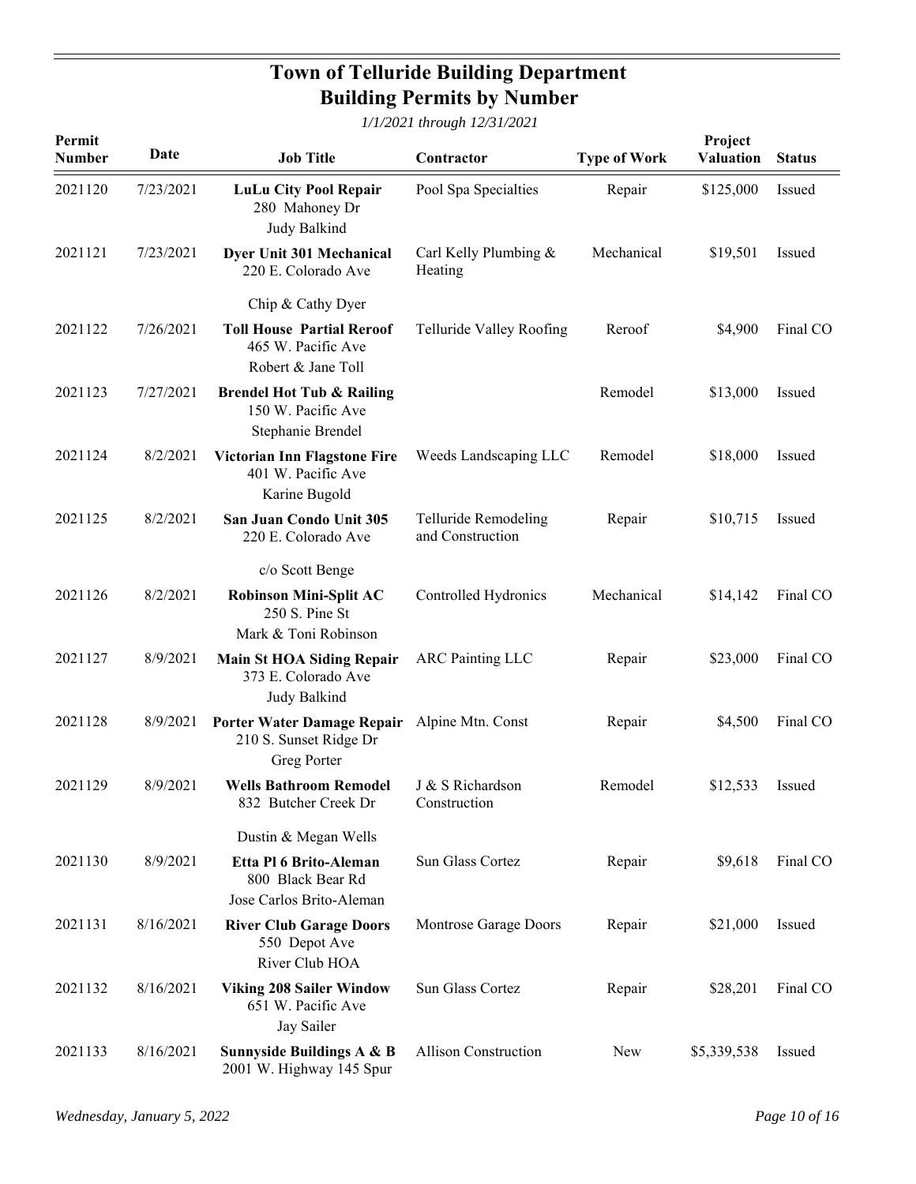# Town of Telluride Building Department
## Building Permits by Number

*1/1/2021 through 12/31/2021*

| Permit Number | Date | Job Title | Contractor | Type of Work | Project Valuation | Status |
|---|---|---|---|---|---|---|
| 2021120 | 7/23/2021 | **LuLu City Pool Repair** 280 Mahoney Dr Judy Balkind | Pool Spa Specialties | Repair | $125,000 | Issued |
| 2021121 | 7/23/2021 | **Dyer Unit 301 Mechanical** 220 E. Colorado Ave Chip & Cathy Dyer | Carl Kelly Plumbing & Heating | Mechanical | $19,501 | Issued |
| 2021122 | 7/26/2021 | **Toll House Partial Reroof** 465 W. Pacific Ave Robert & Jane Toll | Telluride Valley Roofing | Reroof | $4,900 | Final CO |
| 2021123 | 7/27/2021 | **Brendel Hot Tub & Railing** 150 W. Pacific Ave Stephanie Brendel | | Remodel | $13,000 | Issued |
| 2021124 | 8/2/2021 | **Victorian Inn Flagstone Fire** 401 W. Pacific Ave Karine Bugold | Weeds Landscaping LLC | Remodel | $18,000 | Issued |
| 2021125 | 8/2/2021 | **San Juan Condo Unit 305** 220 E. Colorado Ave c/o Scott Benge | Telluride Remodeling and Construction | Repair | $10,715 | Issued |
| 2021126 | 8/2/2021 | **Robinson Mini-Split AC** 250 S. Pine St Mark & Toni Robinson | Controlled Hydronics | Mechanical | $14,142 | Final CO |
| 2021127 | 8/9/2021 | **Main St HOA Siding Repair** 373 E. Colorado Ave Judy Balkind | ARC Painting LLC | Repair | $23,000 | Final CO |
| 2021128 | 8/9/2021 | **Porter Water Damage Repair** 210 S. Sunset Ridge Dr Greg Porter | Alpine Mtn. Const | Repair | $4,500 | Final CO |
| 2021129 | 8/9/2021 | **Wells Bathroom Remodel** 832 Butcher Creek Dr Dustin & Megan Wells | J & S Richardson Construction | Remodel | $12,533 | Issued |
| 2021130 | 8/9/2021 | **Etta Pl 6 Brito-Aleman** 800 Black Bear Rd Jose Carlos Brito-Aleman | Sun Glass Cortez | Repair | $9,618 | Final CO |
| 2021131 | 8/16/2021 | **River Club Garage Doors** 550 Depot Ave River Club HOA | Montrose Garage Doors | Repair | $21,000 | Issued |
| 2021132 | 8/16/2021 | **Viking 208 Sailer Window** 651 W. Pacific Ave Jay Sailer | Sun Glass Cortez | Repair | $28,201 | Final CO |
| 2021133 | 8/16/2021 | **Sunnyside Buildings A & B** 2001 W. Highway 145 Spur | Allison Construction | New | $5,339,538 | Issued |

*Wednesday, January 5, 2022*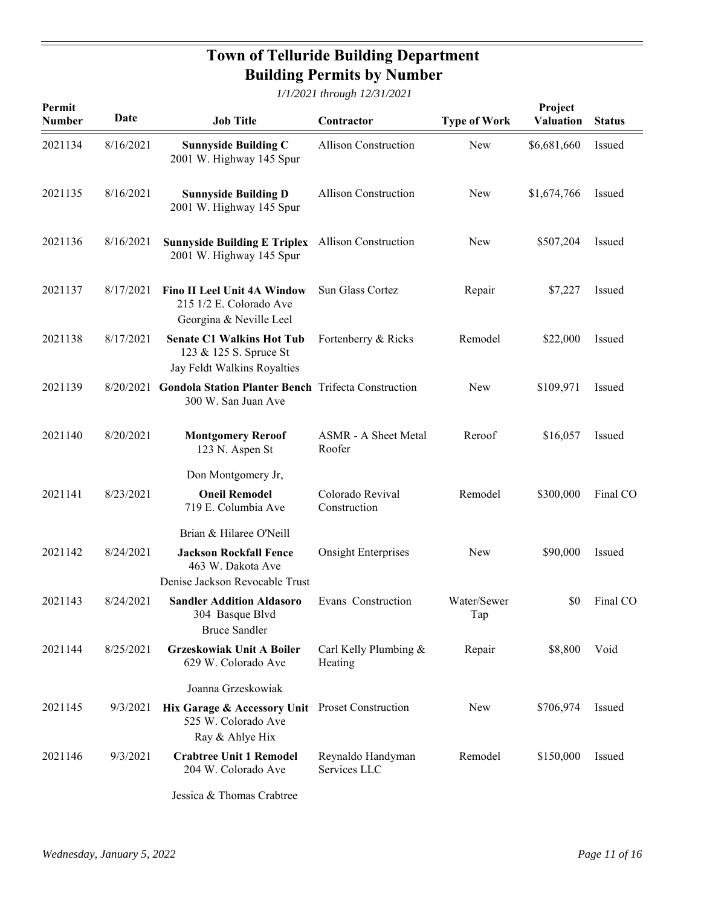# Town of Telluride Building Department
## Building Permits by Number

*1/1/2021 through 12/31/2021*

| Permit Number | Date | Job Title | Contractor | Type of Work | Project Valuation | Status |
|---|---|---|---|---|---|---|
| 2021134 | 8/16/2021 | **Sunnyside Building C** 2001 W. Highway 145 Spur | Allison Construction | New | $6,681,660 | Issued |
| 2021135 | 8/16/2021 | **Sunnyside Building D** 2001 W. Highway 145 Spur | Allison Construction | New | $1,674,766 | Issued |
| 2021136 | 8/16/2021 | **Sunnyside Building E Triplex** 2001 W. Highway 145 Spur | Allison Construction | New | $507,204 | Issued |
| 2021137 | 8/17/2021 | **Fino II Leel Unit 4A Window** 215 1/2 E. Colorado Ave Georgina & Neville Leel | Sun Glass Cortez | Repair | $7,227 | Issued |
| 2021138 | 8/17/2021 | **Senate C1 Walkins Hot Tub** 123 & 125 S. Spruce St Jay Feldt Walkins Royalties | Fortenberry & Ricks | Remodel | $22,000 | Issued |
| 2021139 | 8/20/2021 | **Gondola Station Planter Bench** 300 W. San Juan Ave | Trifecta Construction | New | $109,971 | Issued |
| 2021140 | 8/20/2021 | **Montgomery Reroof** 123 N. Aspen St Don Montgomery Jr, | ASMR - A Sheet Metal Roofer | Reroof | $16,057 | Issued |
| 2021141 | 8/23/2021 | **Oneil Remodel** 719 E. Columbia Ave Brian & Hilaree O'Neill | Colorado Revival Construction | Remodel | $300,000 | Final CO |
| 2021142 | 8/24/2021 | **Jackson Rockfall Fence** 463 W. Dakota Ave Denise Jackson Revocable Trust | Onsight Enterprises | New | $90,000 | Issued |
| 2021143 | 8/24/2021 | **Sandler Addition Aldasoro** 304 Basque Blvd Bruce Sandler | Evans Construction | Water/Sewer Tap | $0 | Final CO |
| 2021144 | 8/25/2021 | **Grzeskowiak Unit A Boiler** 629 W. Colorado Ave Joanna Grzeskowiak | Carl Kelly Plumbing & Heating | Repair | $8,800 | Void |
| 2021145 | 9/3/2021 | **Hix Garage & Accessory Unit** 525 W. Colorado Ave Ray & Ahlye Hix | Proset Construction | New | $706,974 | Issued |
| 2021146 | 9/3/2021 | **Crabtree Unit 1 Remodel** 204 W. Colorado Ave Jessica & Thomas Crabtree | Reynaldo Handyman Services LLC | Remodel | $150,000 | Issued |

*Wednesday, January 5, 2022*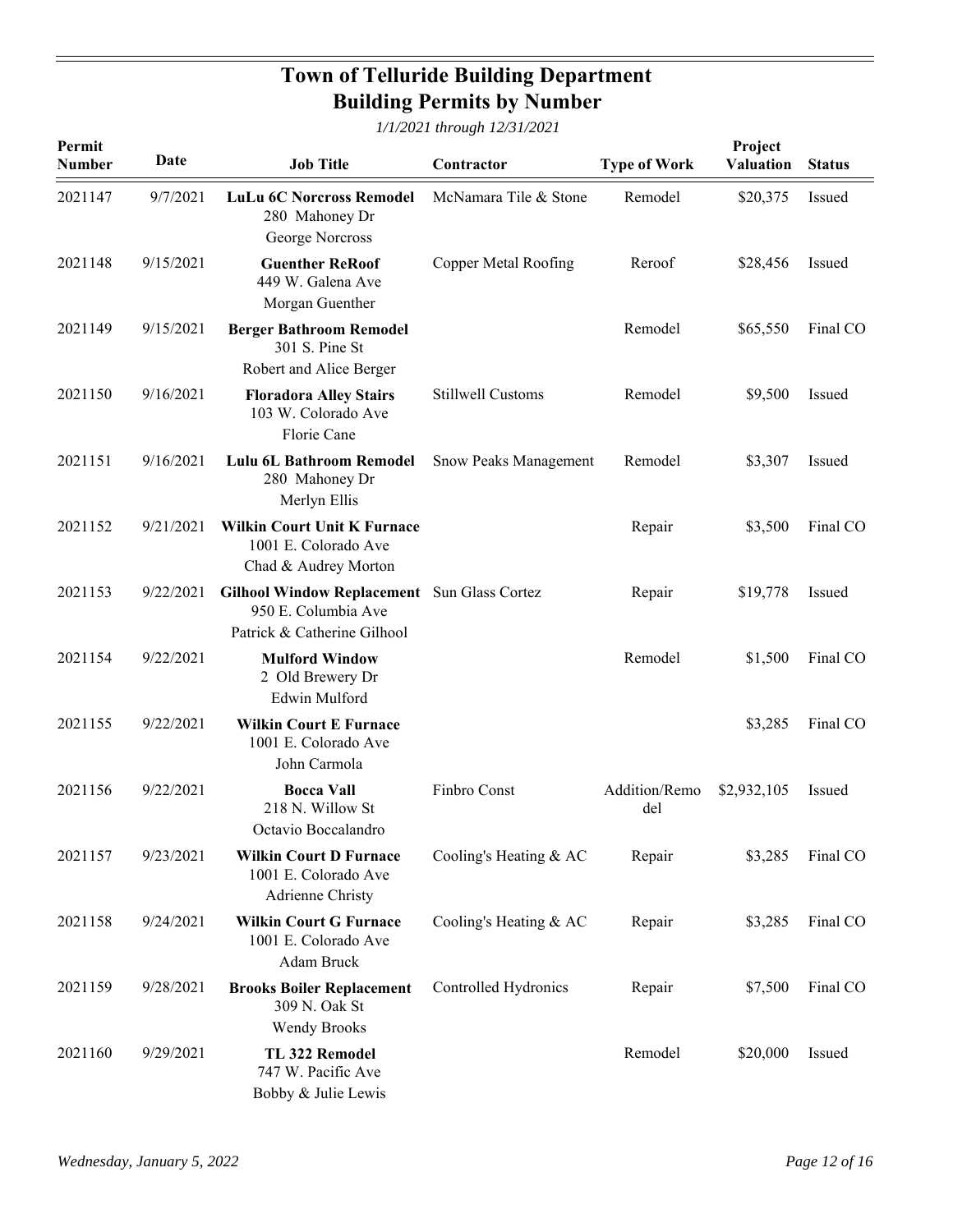# Town of Telluride Building Department
## Building Permits by Number

*1/1/2021 through 12/31/2021*

| Permit Number | Date | Job Title | Contractor | Type of Work | Project Valuation | Status |
|---|---|---|---|---|---|---|
| 2021147 | 9/7/2021 | **LuLu 6C Norcross Remodel** 280 Mahoney Dr George Norcross | McNamara Tile & Stone | Remodel | $20,375 | Issued |
| 2021148 | 9/15/2021 | **Guenther ReRoof** 449 W. Galena Ave Morgan Guenther | Copper Metal Roofing | Reroof | $28,456 | Issued |
| 2021149 | 9/15/2021 | **Berger Bathroom Remodel** 301 S. Pine St Robert and Alice Berger | | Remodel | $65,550 | Final CO |
| 2021150 | 9/16/2021 | **Floradora Alley Stairs** 103 W. Colorado Ave Florie Cane | Stillwell Customs | Remodel | $9,500 | Issued |
| 2021151 | 9/16/2021 | **Lulu 6L Bathroom Remodel** 280 Mahoney Dr Merlyn Ellis | Snow Peaks Management | Remodel | $3,307 | Issued |
| 2021152 | 9/21/2021 | **Wilkin Court Unit K Furnace** 1001 E. Colorado Ave Chad & Audrey Morton | | Repair | $3,500 | Final CO |
| 2021153 | 9/22/2021 | **Gilhool Window Replacement** 950 E. Columbia Ave Patrick & Catherine Gilhool | Sun Glass Cortez | Repair | $19,778 | Issued |
| 2021154 | 9/22/2021 | **Mulford Window** 2 Old Brewery Dr Edwin Mulford | | Remodel | $1,500 | Final CO |
| 2021155 | 9/22/2021 | **Wilkin Court E Furnace** 1001 E. Colorado Ave John Carmola | | | $3,285 | Final CO |
| 2021156 | 9/22/2021 | **Bocca Vall** 218 N. Willow St Octavio Boccalandro | Finbro Const | Addition/Remodel | $2,932,105 | Issued |
| 2021157 | 9/23/2021 | **Wilkin Court D Furnace** 1001 E. Colorado Ave Adrienne Christy | Cooling's Heating & AC | Repair | $3,285 | Final CO |
| 2021158 | 9/24/2021 | **Wilkin Court G Furnace** 1001 E. Colorado Ave Adam Bruck | Cooling's Heating & AC | Repair | $3,285 | Final CO |
| 2021159 | 9/28/2021 | **Brooks Boiler Replacement** 309 N. Oak St Wendy Brooks | Controlled Hydronics | Repair | $7,500 | Final CO |
| 2021160 | 9/29/2021 | **TL 322 Remodel** 747 W. Pacific Ave Bobby & Julie Lewis | | Remodel | $20,000 | Issued |

*Wednesday, January 5, 2022*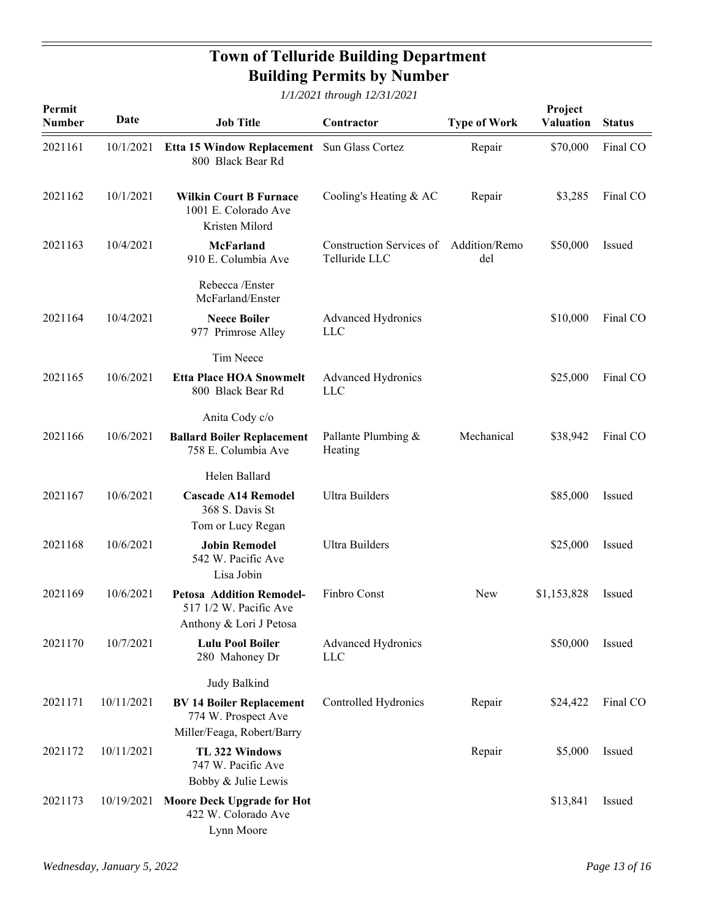# Town of Telluride Building Department
## Building Permits by Number

*1/1/2021 through 12/31/2021*

| Permit Number | Date | Job Title | Contractor | Type of Work | Project Valuation | Status |
|---|---|---|---|---|---|---|
| 2021161 | 10/1/2021 | **Etta 15 Window Replacement** 800 Black Bear Rd | Sun Glass Cortez | Repair | $70,000 | Final CO |
| 2021162 | 10/1/2021 | **Wilkin Court B Furnace** 1001 E. Colorado Ave Kristen Milord | Cooling's Heating & AC | Repair | $3,285 | Final CO |
| 2021163 | 10/4/2021 | **McFarland** 910 E. Columbia Ave Rebecca /Enster McFarland/Enster | Construction Services of Telluride LLC | Addition/Remodel | $50,000 | Issued |
| 2021164 | 10/4/2021 | **Neece Boiler** 977 Primrose Alley Tim Neece | Advanced Hydronics LLC | | $10,000 | Final CO |
| 2021165 | 10/6/2021 | **Etta Place HOA Snowmelt** 800 Black Bear Rd Anita Cody c/o | Advanced Hydronics LLC | | $25,000 | Final CO |
| 2021166 | 10/6/2021 | **Ballard Boiler Replacement** 758 E. Columbia Ave Helen Ballard | Pallante Plumbing & Heating | Mechanical | $38,942 | Final CO |
| 2021167 | 10/6/2021 | **Cascade A14 Remodel** 368 S. Davis St Tom or Lucy Regan | Ultra Builders | | $85,000 | Issued |
| 2021168 | 10/6/2021 | **Jobin Remodel** 542 W. Pacific Ave Lisa Jobin | Ultra Builders | | $25,000 | Issued |
| 2021169 | 10/6/2021 | **Petosa Addition Remodel-** 517 1/2 W. Pacific Ave Anthony & Lori J Petosa | Finbro Const | New | $1,153,828 | Issued |
| 2021170 | 10/7/2021 | **Lulu Pool Boiler** 280 Mahoney Dr Judy Balkind | Advanced Hydronics LLC | | $50,000 | Issued |
| 2021171 | 10/11/2021 | **BV 14 Boiler Replacement** 774 W. Prospect Ave Miller/Feaga, Robert/Barry | Controlled Hydronics | Repair | $24,422 | Final CO |
| 2021172 | 10/11/2021 | **TL 322 Windows** 747 W. Pacific Ave Bobby & Julie Lewis | | Repair | $5,000 | Issued |
| 2021173 | 10/19/2021 | **Moore Deck Upgrade for Hot** 422 W. Colorado Ave Lynn Moore | | | $13,841 | Issued |

*Wednesday, January 5, 2022*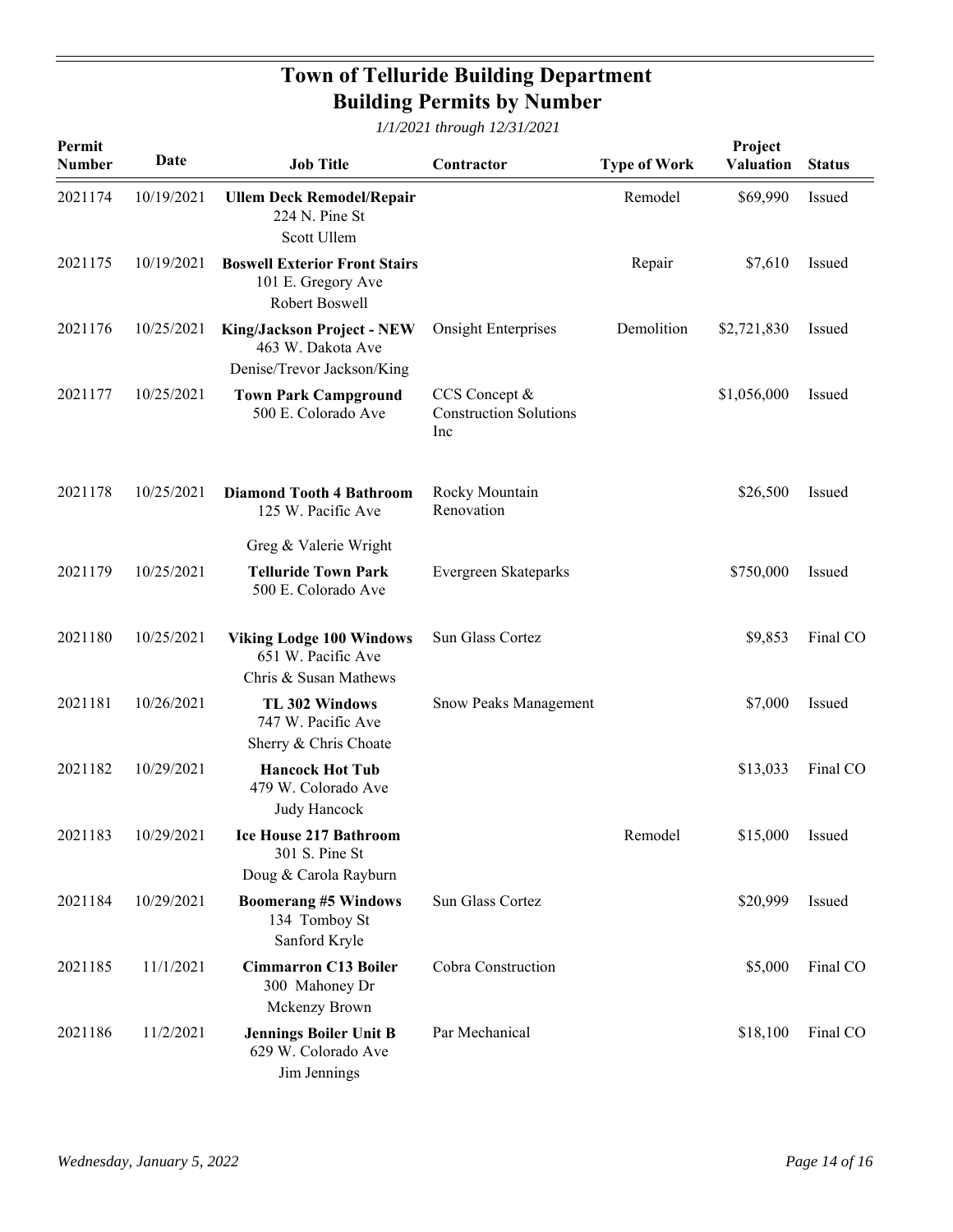# Town of Telluride Building Department
## Building Permits by Number

*1/1/2021 through 12/31/2021*

| Permit Number | Date | Job Title | Contractor | Type of Work | Project Valuation | Status |
|---|---|---|---|---|---|---|
| 2021174 | 10/19/2021 | **Ullem Deck Remodel/Repair** 224 N. Pine St Scott Ullem | | Remodel | $69,990 | Issued |
| 2021175 | 10/19/2021 | **Boswell Exterior Front Stairs** 101 E. Gregory Ave Robert Boswell | | Repair | $7,610 | Issued |
| 2021176 | 10/25/2021 | **King/Jackson Project - NEW** 463 W. Dakota Ave Denise/Trevor Jackson/King | Onsight Enterprises | Demolition | $2,721,830 | Issued |
| 2021177 | 10/25/2021 | **Town Park Campground** 500 E. Colorado Ave | CCS Concept & Construction Solutions Inc | | $1,056,000 | Issued |
| 2021178 | 10/25/2021 | **Diamond Tooth 4 Bathroom** 125 W. Pacific Ave Greg & Valerie Wright | Rocky Mountain Renovation | | $26,500 | Issued |
| 2021179 | 10/25/2021 | **Telluride Town Park** 500 E. Colorado Ave | Evergreen Skateparks | | $750,000 | Issued |
| 2021180 | 10/25/2021 | **Viking Lodge 100 Windows** 651 W. Pacific Ave Chris & Susan Mathews | Sun Glass Cortez | | $9,853 | Final CO |
| 2021181 | 10/26/2021 | **TL 302 Windows** 747 W. Pacific Ave Sherry & Chris Choate | Snow Peaks Management | | $7,000 | Issued |
| 2021182 | 10/29/2021 | **Hancock Hot Tub** 479 W. Colorado Ave Judy Hancock | | | $13,033 | Final CO |
| 2021183 | 10/29/2021 | **Ice House 217 Bathroom** 301 S. Pine St Doug & Carola Rayburn | | Remodel | $15,000 | Issued |
| 2021184 | 10/29/2021 | **Boomerang #5 Windows** 134 Tomboy St Sanford Kryle | Sun Glass Cortez | | $20,999 | Issued |
| 2021185 | 11/1/2021 | **Cimmarron C13 Boiler** 300 Mahoney Dr Mckenzy Brown | Cobra Construction | | $5,000 | Final CO |
| 2021186 | 11/2/2021 | **Jennings Boiler Unit B** 629 W. Colorado Ave Jim Jennings | Par Mechanical | | $18,100 | Final CO |

*Wednesday, January 5, 2022*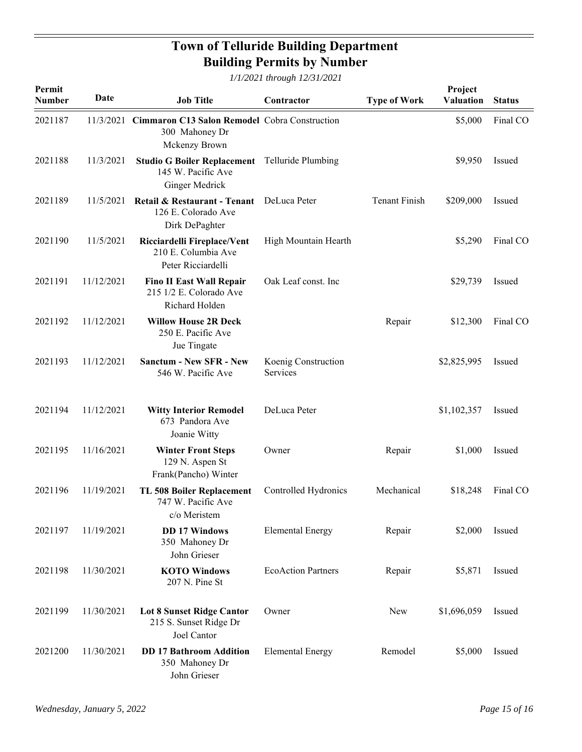# Town of Telluride Building Department
## Building Permits by Number

*1/1/2021 through 12/31/2021*

| Permit Number | Date | Job Title | Contractor | Type of Work | Project Valuation | Status |
|---|---|---|---|---|---|---|
| 2021187 | 11/3/2021 | **Cimmaron C13 Salon Remodel** 300 Mahoney Dr Mckenzy Brown | Cobra Construction | | $5,000 | Final CO |
| 2021188 | 11/3/2021 | **Studio G Boiler Replacement** 145 W. Pacific Ave Ginger Medrick | Telluride Plumbing | | $9,950 | Issued |
| 2021189 | 11/5/2021 | **Retail & Restaurant - Tenant** 126 E. Colorado Ave Dirk DePaghter | DeLuca Peter | Tenant Finish | $209,000 | Issued |
| 2021190 | 11/5/2021 | **Ricciardelli Fireplace/Vent** 210 E. Columbia Ave Peter Ricciardelli | High Mountain Hearth | | $5,290 | Final CO |
| 2021191 | 11/12/2021 | **Fino II East Wall Repair** 215 1/2 E. Colorado Ave Richard Holden | Oak Leaf const. Inc | | $29,739 | Issued |
| 2021192 | 11/12/2021 | **Willow House 2R Deck** 250 E. Pacific Ave Jue Tingate | | Repair | $12,300 | Final CO |
| 2021193 | 11/12/2021 | **Sanctum - New SFR - New** 546 W. Pacific Ave | Koenig Construction Services | | $2,825,995 | Issued |
| 2021194 | 11/12/2021 | **Witty Interior Remodel** 673 Pandora Ave Joanie Witty | DeLuca Peter | | $1,102,357 | Issued |
| 2021195 | 11/16/2021 | **Winter Front Steps** 129 N. Aspen St Frank(Pancho) Winter | Owner | Repair | $1,000 | Issued |
| 2021196 | 11/19/2021 | **TL 508 Boiler Replacement** 747 W. Pacific Ave c/o Meristem | Controlled Hydronics | Mechanical | $18,248 | Final CO |
| 2021197 | 11/19/2021 | **DD 17 Windows** 350 Mahoney Dr John Grieser | Elemental Energy | Repair | $2,000 | Issued |
| 2021198 | 11/30/2021 | **KOTO Windows** 207 N. Pine St | EcoAction Partners | Repair | $5,871 | Issued |
| 2021199 | 11/30/2021 | **Lot 8 Sunset Ridge Cantor** 215 S. Sunset Ridge Dr Joel Cantor | Owner | New | $1,696,059 | Issued |
| 2021200 | 11/30/2021 | **DD 17 Bathroom Addition** 350 Mahoney Dr John Grieser | Elemental Energy | Remodel | $5,000 | Issued |

*Wednesday, January 5, 2022*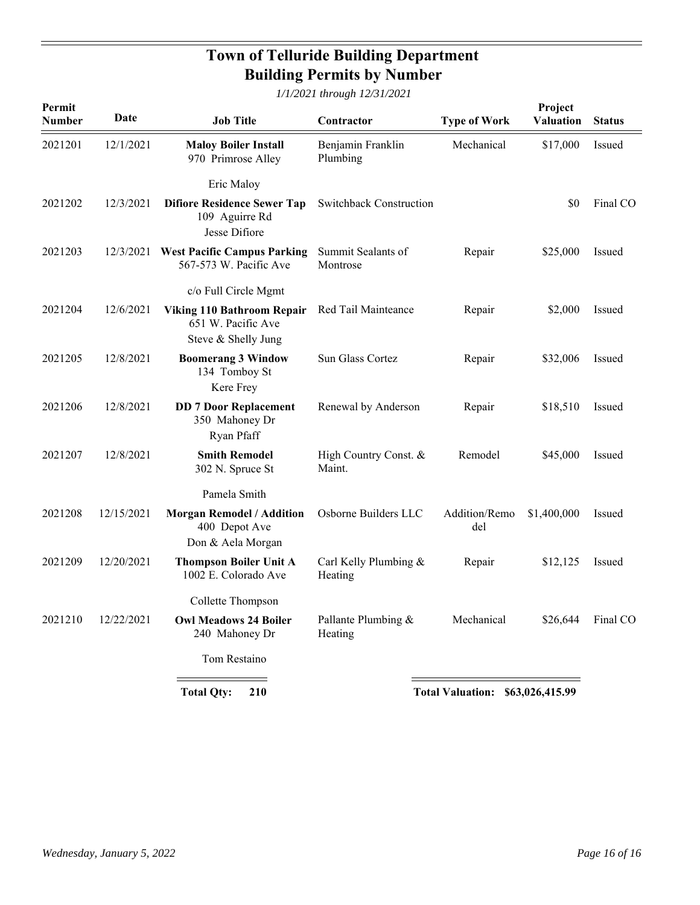# Town of Telluride Building Department

## Building Permits by Number

*1/1/2021 through 12/31/2021*

| Permit Number | Date | Job Title | Contractor | Type of Work | Project Valuation | Status |
|---|---|---|---|---|---|---|
| 2021201 | 12/1/2021 | **Maloy Boiler Install**<br>970 Primrose Alley<br>Eric Maloy | Benjamin Franklin Plumbing | Mechanical | $17,000 | Issued |
| 2021202 | 12/3/2021 | **Difiore Residence Sewer Tap**<br>109 Aguirre Rd<br>Jesse Difiore | Switchback Construction | | $0 | Final CO |
| 2021203 | 12/3/2021 | **West Pacific Campus Parking**<br>567-573 W. Pacific Ave<br>c/o Full Circle Mgmt | Summit Sealants of Montrose | Repair | $25,000 | Issued |
| 2021204 | 12/6/2021 | **Viking 110 Bathroom Repair**<br>651 W. Pacific Ave<br>Steve & Shelly Jung | Red Tail Mainteance | Repair | $2,000 | Issued |
| 2021205 | 12/8/2021 | **Boomerang 3 Window**<br>134 Tomboy St<br>Kere Frey | Sun Glass Cortez | Repair | $32,006 | Issued |
| 2021206 | 12/8/2021 | **DD 7 Door Replacement**<br>350 Mahoney Dr<br>Ryan Pfaff | Renewal by Anderson | Repair | $18,510 | Issued |
| 2021207 | 12/8/2021 | **Smith Remodel**<br>302 N. Spruce St<br>Pamela Smith | High Country Const. & Maint. | Remodel | $45,000 | Issued |
| 2021208 | 12/15/2021 | **Morgan Remodel / Addition**<br>400 Depot Ave<br>Don & Aela Morgan | Osborne Builders LLC | Addition/Remodel | $1,400,000 | Issued |
| 2021209 | 12/20/2021 | **Thompson Boiler Unit A**<br>1002 E. Colorado Ave<br>Collette Thompson | Carl Kelly Plumbing & Heating | Repair | $12,125 | Issued |
| 2021210 | 12/22/2021 | **Owl Meadows 24 Boiler**<br>240 Mahoney Dr<br>Tom Restaino | Pallante Plumbing & Heating | Mechanical | $26,644 | Final CO |

**Total Qty: 210** **Total Valuation: $63,026,415.99**

*Wednesday, January 5, 2022*